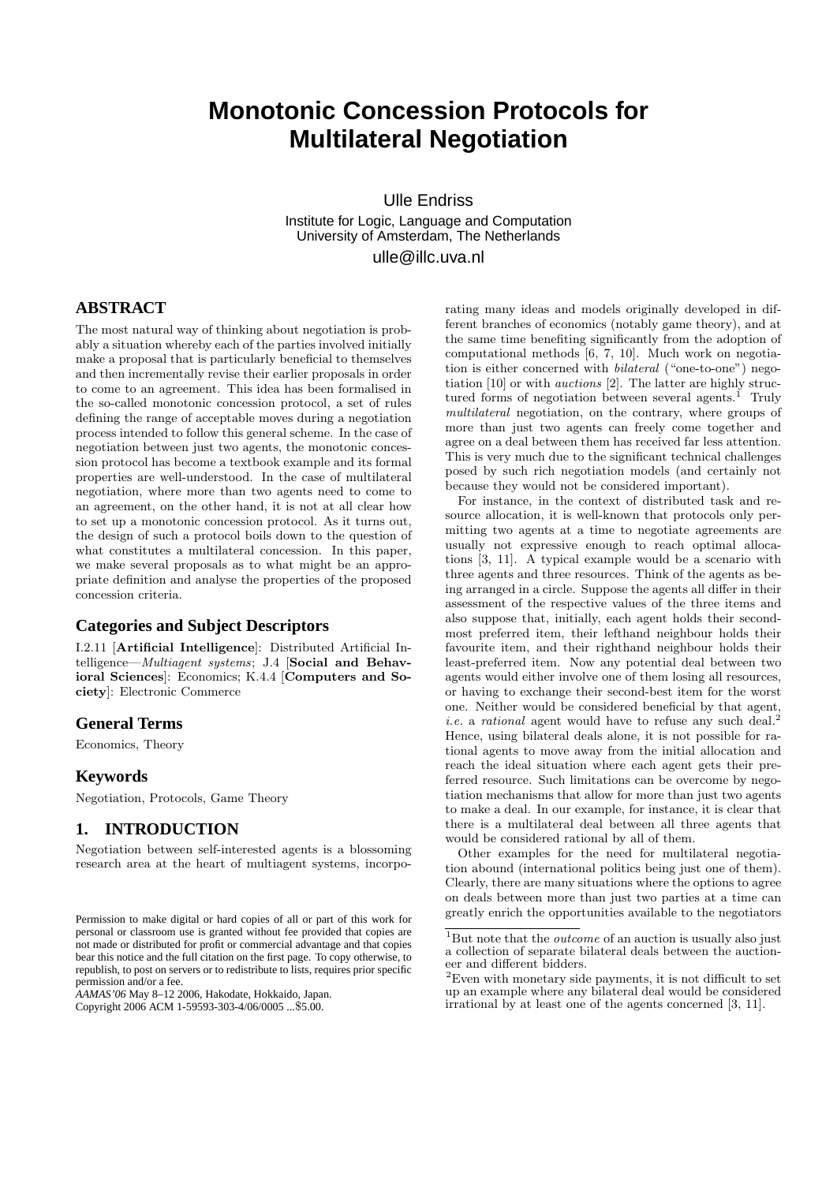# Monotonic Concession Protocols for Multilateral Negotiation

Ulle Endriss
Institute for Logic, Language and Computation
University of Amsterdam, The Netherlands
ulle@illc.uva.nl

## ABSTRACT

The most natural way of thinking about negotiation is probably a situation whereby each of the parties involved initially make a proposal that is particularly beneficial to themselves and then incrementally revise their earlier proposals in order to come to an agreement. This idea has been formalised in the so-called monotonic concession protocol, a set of rules defining the range of acceptable moves during a negotiation process intended to follow this general scheme. In the case of negotiation between just two agents, the monotonic concession protocol has become a textbook example and its formal properties are well-understood. In the case of multilateral negotiation, where more than two agents need to come to an agreement, on the other hand, it is not at all clear how to set up a monotonic concession protocol. As it turns out, the design of such a protocol boils down to the question of what constitutes a multilateral concession. In this paper, we make several proposals as to what might be an appropriate definition and analyse the properties of the proposed concession criteria.

### Categories and Subject Descriptors

I.2.11 [**Artificial Intelligence**]: Distributed Artificial Intelligence—*Multiagent systems*; J.4 [**Social and Behavioral Sciences**]: Economics; K.4.4 [**Computers and Society**]: Electronic Commerce

### General Terms

Economics, Theory

### Keywords

Negotiation, Protocols, Game Theory

## 1. INTRODUCTION

Negotiation between self-interested agents is a blossoming research area at the heart of multiagent systems, incorporating many ideas and models originally developed in different branches of economics (notably game theory), and at the same time benefiting significantly from the adoption of computational methods [6, 7, 10]. Much work on negotiation is either concerned with *bilateral* ("one-to-one") negotiation [10] or with *auctions* [2]. The latter are highly structured forms of negotiation between several agents.[1] Truly *multilateral* negotiation, on the contrary, where groups of more than just two agents can freely come together and agree on a deal between them has received far less attention. This is very much due to the significant technical challenges posed by such rich negotiation models (and certainly not because they would not be considered important).

For instance, in the context of distributed task and resource allocation, it is well-known that protocols only permitting two agents at a time to negotiate agreements are usually not expressive enough to reach optimal allocations [3, 11]. A typical example would be a scenario with three agents and three resources. Think of the agents as being arranged in a circle. Suppose the agents all differ in their assessment of the respective values of the three items and also suppose that, initially, each agent holds their second-most preferred item, their lefthand neighbour holds their favourite item, and their righthand neighbour holds their least-preferred item. Now any potential deal between two agents would either involve one of them losing all resources, or having to exchange their second-best item for the worst one. Neither would be considered beneficial by that agent, *i.e.* a *rational* agent would have to refuse any such deal.[2] Hence, using bilateral deals alone, it is not possible for rational agents to move away from the initial allocation and reach the ideal situation where each agent gets their preferred resource. Such limitations can be overcome by negotiation mechanisms that allow for more than just two agents to make a deal. In our example, for instance, it is clear that there is a multilateral deal between all three agents that would be considered rational by all of them.

Other examples for the need for multilateral negotiation abound (international politics being just one of them). Clearly, there are many situations where the options to agree on deals between more than just two parties at a time can greatly enrich the opportunities available to the negotiators

[1] But note that the *outcome* of an auction is usually also just a collection of separate bilateral deals between the auctioneer and different bidders.

[2] Even with monetary side payments, it is not difficult to set up an example where any bilateral deal would be considered irrational by at least one of the agents concerned [3, 11].

Permission to make digital or hard copies of all or part of this work for personal or classroom use is granted without fee provided that copies are not made or distributed for profit or commercial advantage and that copies bear this notice and the full citation on the first page. To copy otherwise, to republish, to post on servers or to redistribute to lists, requires prior specific permission and/or a fee.
*AAMAS'06* May 8–12 2006, Hakodate, Hokkaido, Japan.
Copyright 2006 ACM 1-59593-303-4/06/0005 ...$5.00.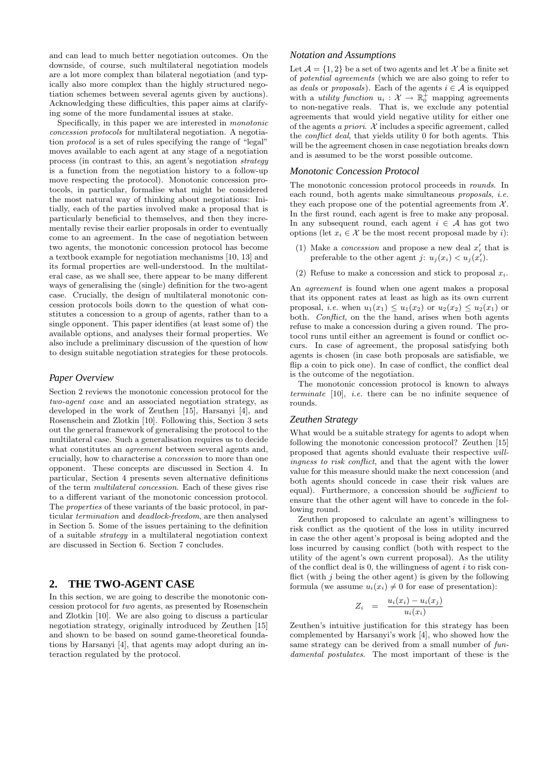and can lead to much better negotiation outcomes. On the downside, of course, such multilateral negotiation models are a lot more complex than bilateral negotiation (and typically also more complex than the highly structured negotiation schemes between several agents given by auctions). Acknowledging these difficulties, this paper aims at clarifying some of the more fundamental issues at stake.

Specifically, in this paper we are interested in *monotonic concession protocols* for multilateral negotiation. A negotiation *protocol* is a set of rules specifying the range of "legal" moves available to each agent at any stage of a negotiation process (in contrast to this, an agent's negotiation *strategy* is a function from the negotiation history to a follow-up move respecting the protocol). Monotonic concession protocols, in particular, formalise what might be considered the most natural way of thinking about negotiations: Initially, each of the parties involved make a proposal that is particularly beneficial to themselves, and then they incrementally revise their earlier proposals in order to eventually come to an agreement. In the case of negotiation between two agents, the monotonic concession protocol has become a textbook example for negotiation mechanisms [10, 13] and its formal properties are well-understood. In the multilateral case, as we shall see, there appear to be many different ways of generalising the (single) definition for the two-agent case. Crucially, the design of multilateral monotonic concession protocols boils down to the question of what constitutes a concession to a group of agents, rather than to a single opponent. This paper identifies (at least some of) the available options, and analyses their formal properties. We also include a preliminary discussion of the question of how to design suitable negotiation strategies for these protocols.

### Paper Overview

Section 2 reviews the monotonic concession protocol for the *two-agent case* and an associated negotiation strategy, as developed in the work of Zeuthen [15], Harsanyi [4], and Rosenschein and Zlotkin [10]. Following this, Section 3 sets out the general framework of generalising the protocol to the multilateral case. Such a generalisation requires us to decide what constitutes an *agreement* between several agents and, crucially, how to characterise a *concession* to more than one opponent. These concepts are discussed in Section 4. In particular, Section 4 presents seven alternative definitions of the term *multilateral concession*. Each of these gives rise to a different variant of the monotonic concession protocol. The *properties* of these variants of the basic protocol, in particular *termination* and *deadlock-freedom*, are then analysed in Section 5. Some of the issues pertaining to the definition of a suitable *strategy* in a multilateral negotiation context are discussed in Section 6. Section 7 concludes.

## 2. THE TWO-AGENT CASE

In this section, we are going to describe the monotonic concession protocol for *two* agents, as presented by Rosenschein and Zlotkin [10]. We are also going to discuss a particular negotiation strategy, originally introduced by Zeuthen [15] and shown to be based on sound game-theoretical foundations by Harsanyi [4], that agents may adopt during an interaction regulated by the protocol.

### Notation and Assumptions

Let $\mathcal{A} = \{1, 2\}$ be a set of two agents and let $\mathcal{X}$ be a finite set of *potential agreements* (which we are also going to refer to as *deals* or *proposals*). Each of the agents $i \in \mathcal{A}$ is equipped with a *utility function* $u_i : \mathcal{X} \to \mathbb{R}_0^+$ mapping agreements to non-negative reals. That is, we exclude any potential agreements that would yield negative utility for either one of the agents *a priori*. $\mathcal{X}$ includes a specific agreement, called the *conflict deal*, that yields utility 0 for both agents. This will be the agreement chosen in case negotiation breaks down and is assumed to be the worst possible outcome.

### Monotonic Concession Protocol

The monotonic concession protocol proceeds in *rounds*. In each round, both agents make simultaneous *proposals*, *i.e.* they each propose one of the potential agreements from $\mathcal{X}$. In the first round, each agent is free to make any proposal. In any subsequent round, each agent $i \in \mathcal{A}$ has got two options (let $x_i \in \mathcal{X}$ be the most recent proposal made by $i$):

1. Make a *concession* and propose a new deal $x_i'$ that is preferable to the other agent $j$: $u_j(x_i) < u_j(x_i')$.
2. Refuse to make a concession and stick to proposal $x_i$.

An *agreement* is found when one agent makes a proposal that its opponent rates at least as high as its own current proposal, *i.e.* when $u_1(x_1) \leq u_1(x_2)$ or $u_2(x_2) \leq u_2(x_1)$ or both. *Conflict*, on the the hand, arises when both agents refuse to make a concession during a given round. The protocol runs until either an agreement is found or conflict occurs. In case of agreement, the proposal satisfying both agents is chosen (in case both proposals are satisfiable, we flip a coin to pick one). In case of conflict, the conflict deal is the outcome of the negotiation.

The monotonic concession protocol is known to always *terminate* [10], *i.e.* there can be no infinite sequence of rounds.

### Zeuthen Strategy

What would be a suitable strategy for agents to adopt when following the monotonic concession protocol? Zeuthen [15] proposed that agents should evaluate their respective *willingness to risk conflict*, and that the agent with the lower value for this measure should make the next concession (and both agents should concede in case their risk values are equal). Furthermore, a concession should be *sufficient* to ensure that the other agent will have to concede in the following round.

Zeuthen proposed to calculate an agent's willingness to risk conflict as the quotient of the loss in utility incurred in case the other agent's proposal is being adopted and the loss incurred by causing conflict (both with respect to the utility of the agent's own current proposal). As the utility of the conflict deal is 0, the willingness of agent $i$ to risk conflict (with $j$ being the other agent) is given by the following formula (we assume $u_i(x_i) \neq 0$ for ease of presentation):

$$Z_i \quad = \quad \frac{u_i(x_i) - u_i(x_j)}{u_i(x_i)}$$

Zeuthen's intuitive justification for this strategy has been complemented by Harsanyi's work [4], who showed how the same strategy can be derived from a small number of *fundamental postulates*. The most important of these is the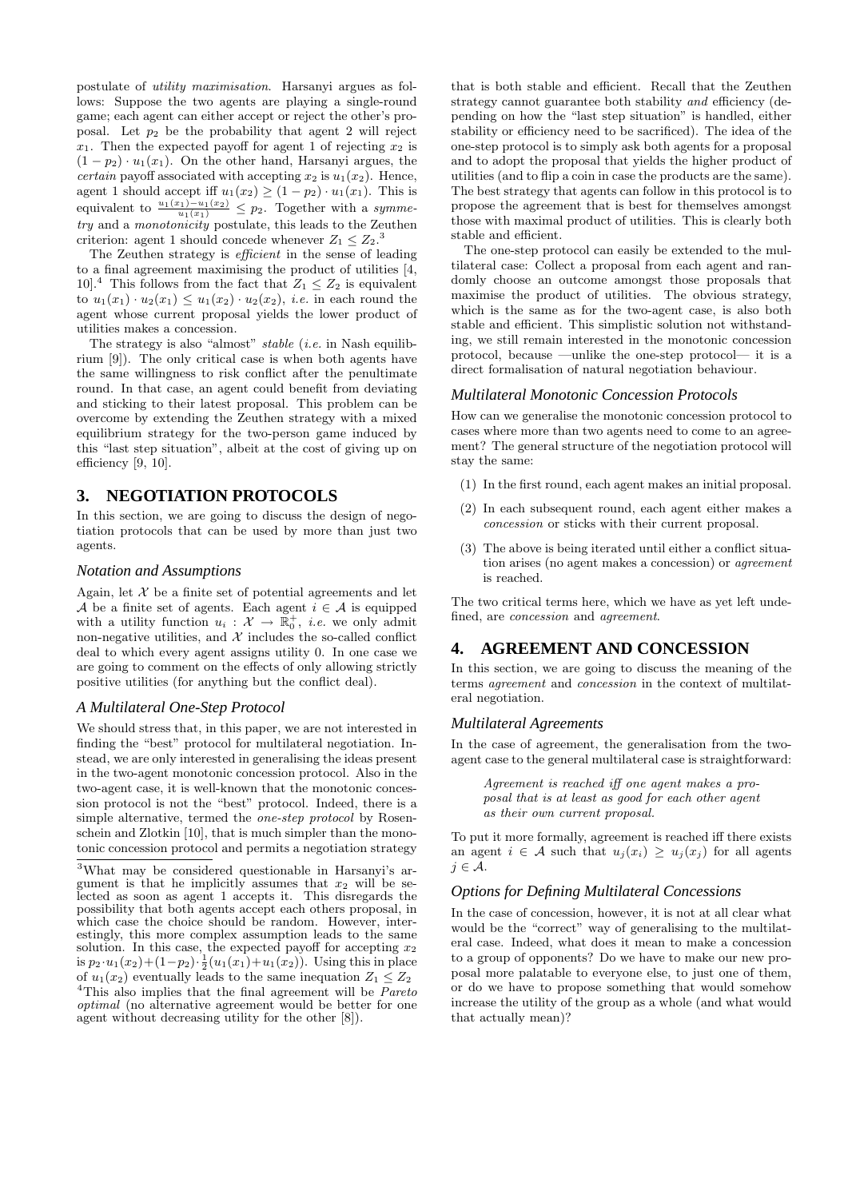postulate of *utility maximisation*. Harsanyi argues as follows: Suppose the two agents are playing a single-round game; each agent can either accept or reject the other's proposal. Let $p_2$ be the probability that agent 2 will reject $x_1$. Then the expected payoff for agent 1 of rejecting $x_2$ is $(1 - p_2) \cdot u_1(x_1)$. On the other hand, Harsanyi argues, the *certain* payoff associated with accepting $x_2$ is $u_1(x_2)$. Hence, agent 1 should accept iff $u_1(x_2) \geq (1 - p_2) \cdot u_1(x_1)$. This is equivalent to $\frac{u_1(x_1) - u_1(x_2)}{u_1(x_1)} \leq p_2$. Together with a *symmetry* and a *monotonicity* postulate, this leads to the Zeuthen criterion: agent 1 should concede whenever $Z_1 \leq Z_2$.[3]

The Zeuthen strategy is *efficient* in the sense of leading to a final agreement maximising the product of utilities [4, 10].[4] This follows from the fact that $Z_1 \leq Z_2$ is equivalent to $u_1(x_1) \cdot u_2(x_1) \leq u_1(x_2) \cdot u_2(x_2)$, *i.e.* in each round the agent whose current proposal yields the lower product of utilities makes a concession.

The strategy is also "almost" *stable* (*i.e.* in Nash equilibrium [9]). The only critical case is when both agents have the same willingness to risk conflict after the penultimate round. In that case, an agent could benefit from deviating and sticking to their latest proposal. This problem can be overcome by extending the Zeuthen strategy with a mixed equilibrium strategy for the two-person game induced by this "last step situation", albeit at the cost of giving up on efficiency [9, 10].

# 3. NEGOTIATION PROTOCOLS

In this section, we are going to discuss the design of negotiation protocols that can be used by more than just two agents.

### *Notation and Assumptions*

Again, let $\mathcal{X}$ be a finite set of potential agreements and let $\mathcal{A}$ be a finite set of agents. Each agent $i \in \mathcal{A}$ is equipped with a utility function $u_i : \mathcal{X} \rightarrow \mathbb{R}_0^+$, *i.e.* we only admit non-negative utilities, and $\mathcal{X}$ includes the so-called conflict deal to which every agent assigns utility 0. In one case we are going to comment on the effects of only allowing strictly positive utilities (for anything but the conflict deal).

### *A Multilateral One-Step Protocol*

We should stress that, in this paper, we are not interested in finding the "best" protocol for multilateral negotiation. Instead, we are only interested in generalising the ideas present in the two-agent monotonic concession protocol. Also in the two-agent case, it is well-known that the monotonic concession protocol is not the "best" protocol. Indeed, there is a simple alternative, termed the *one-step protocol* by Rosenschein and Zlotkin [10], that is much simpler than the monotonic concession protocol and permits a negotiation strategy that is both stable and efficient. Recall that the Zeuthen strategy cannot guarantee both stability *and* efficiency (depending on how the "last step situation" is handled, either stability or efficiency need to be sacrificed). The idea of the one-step protocol is to simply ask both agents for a proposal and to adopt the proposal that yields the higher product of utilities (and to flip a coin in case the products are the same). The best strategy that agents can follow in this protocol is to propose the agreement that is best for themselves amongst those with maximal product of utilities. This is clearly both stable and efficient.

The one-step protocol can easily be extended to the multilateral case: Collect a proposal from each agent and randomly choose an outcome amongst those proposals that maximise the product of utilities. The obvious strategy, which is the same as for the two-agent case, is also both stable and efficient. This simplistic solution not withstanding, we still remain interested in the monotonic concession protocol, because —unlike the one-step protocol— it is a direct formalisation of natural negotiation behaviour.

### *Multilateral Monotonic Concession Protocols*

How can we generalise the monotonic concession protocol to cases where more than two agents need to come to an agreement? The general structure of the negotiation protocol will stay the same:

(1) In the first round, each agent makes an initial proposal.

(2) In each subsequent round, each agent either makes a *concession* or sticks with their current proposal.

(3) The above is being iterated until either a conflict situation arises (no agent makes a concession) or *agreement* is reached.

The two critical terms here, which we have as yet left undefined, are *concession* and *agreement*.

# 4. AGREEMENT AND CONCESSION

In this section, we are going to discuss the meaning of the terms *agreement* and *concession* in the context of multilateral negotiation.

### *Multilateral Agreements*

In the case of agreement, the generalisation from the two-agent case to the general multilateral case is straightforward:

> *Agreement is reached iff one agent makes a proposal that is at least as good for each other agent as their own current proposal.*

To put it more formally, agreement is reached iff there exists an agent $i \in \mathcal{A}$ such that $u_j(x_i) \geq u_j(x_j)$ for all agents $j \in \mathcal{A}$.

### *Options for Defining Multilateral Concessions*

In the case of concession, however, it is not at all clear what would be the "correct" way of generalising to the multilateral case. Indeed, what does it mean to make a concession to a group of opponents? Do we have to make our new proposal more palatable to everyone else, to just one of them, or do we have to propose something that would somehow increase the utility of the group as a whole (and what would that actually mean)?

---

[3] What may be considered questionable in Harsanyi's argument is that he implicitly assumes that $x_2$ will be selected as soon as agent 1 accepts it. This disregards the possibility that both agents accept each others proposal, in which case the choice should be random. However, interestingly, this more complex assumption leads to the same solution. In this case, the expected payoff for accepting $x_2$ is $p_2 \cdot u_1(x_2) + (1 - p_2) \cdot \frac{1}{2}(u_1(x_1) + u_1(x_2))$. Using this in place of $u_1(x_2)$ eventually leads to the same inequation $Z_1 \leq Z_2$

[4] This also implies that the final agreement will be *Pareto optimal* (no alternative agreement would be better for one agent without decreasing utility for the other [8]).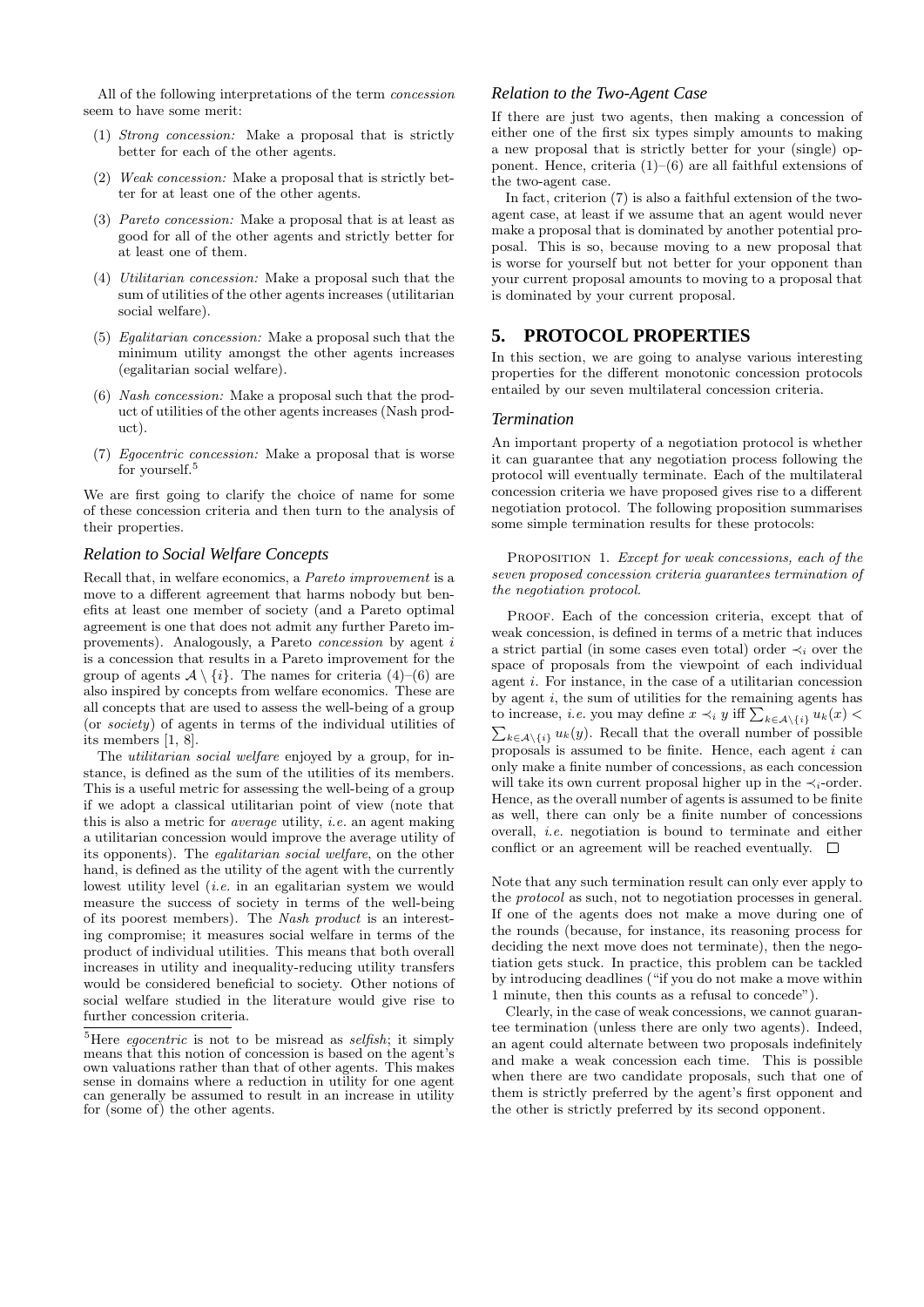All of the following interpretations of the term *concession* seem to have some merit:

(1) *Strong concession:* Make a proposal that is strictly better for each of the other agents.

(2) *Weak concession:* Make a proposal that is strictly better for at least one of the other agents.

(3) *Pareto concession:* Make a proposal that is at least as good for all of the other agents and strictly better for at least one of them.

(4) *Utilitarian concession:* Make a proposal such that the sum of utilities of the other agents increases (utilitarian social welfare).

(5) *Egalitarian concession:* Make a proposal such that the minimum utility amongst the other agents increases (egalitarian social welfare).

(6) *Nash concession:* Make a proposal such that the product of utilities of the other agents increases (Nash product).

(7) *Egocentric concession:* Make a proposal that is worse for yourself.[5]

We are first going to clarify the choice of name for some of these concession criteria and then turn to the analysis of their properties.

### *Relation to Social Welfare Concepts*

Recall that, in welfare economics, a *Pareto improvement* is a move to a different agreement that harms nobody but benefits at least one member of society (and a Pareto optimal agreement is one that does not admit any further Pareto improvements). Analogously, a Pareto *concession* by agent $i$ is a concession that results in a Pareto improvement for the group of agents $\mathcal{A} \setminus \{i\}$. The names for criteria (4)–(6) are also inspired by concepts from welfare economics. These are all concepts that are used to assess the well-being of a group (or *society*) of agents in terms of the individual utilities of its members [1, 8].

The *utilitarian social welfare* enjoyed by a group, for instance, is defined as the sum of the utilities of its members. This is a useful metric for assessing the well-being of a group if we adopt a classical utilitarian point of view (note that this is also a metric for *average* utility, *i.e.* an agent making a utilitarian concession would improve the average utility of its opponents). The *egalitarian social welfare*, on the other hand, is defined as the utility of the agent with the currently lowest utility level (*i.e.* in an egalitarian system we would measure the success of society in terms of the well-being of its poorest members). The *Nash product* is an interesting compromise; it measures social welfare in terms of the product of individual utilities. This means that both overall increases in utility and inequality-reducing utility transfers would be considered beneficial to society. Other notions of social welfare studied in the literature would give rise to further concession criteria.

[5]Here *egocentric* is not to be misread as *selfish*; it simply means that this notion of concession is based on the agent's own valuations rather than that of other agents. This makes sense in domains where a reduction in utility for one agent can generally be assumed to result in an increase in utility for (some of) the other agents.

### *Relation to the Two-Agent Case*

If there are just two agents, then making a concession of either one of the first six types simply amounts to making a new proposal that is strictly better for your (single) opponent. Hence, criteria (1)–(6) are all faithful extensions of the two-agent case.

In fact, criterion (7) is also a faithful extension of the two-agent case, at least if we assume that an agent would never make a proposal that is dominated by another potential proposal. This is so, because moving to a new proposal that is worse for yourself but not better for your opponent than your current proposal amounts to moving to a proposal that is dominated by your current proposal.

## 5. PROTOCOL PROPERTIES

In this section, we are going to analyse various interesting properties for the different monotonic concession protocols entailed by our seven multilateral concession criteria.

### *Termination*

An important property of a negotiation protocol is whether it can guarantee that any negotiation process following the protocol will eventually terminate. Each of the multilateral concession criteria we have proposed gives rise to a different negotiation protocol. The following proposition summarises some simple termination results for these protocols:

Proposition 1. *Except for weak concessions, each of the seven proposed concession criteria guarantees termination of the negotiation protocol.*

Proof. Each of the concession criteria, except that of weak concession, is defined in terms of a metric that induces a strict partial (in some cases even total) order $\prec_i$ over the space of proposals from the viewpoint of each individual agent $i$. For instance, in the case of a utilitarian concession by agent $i$, the sum of utilities for the remaining agents has to increase, *i.e.* you may define $x \prec_i y$ iff $\sum_{k \in \mathcal{A}\setminus\{i\}} u_k(x) < \sum_{k \in \mathcal{A}\setminus\{i\}} u_k(y)$. Recall that the overall number of possible proposals is assumed to be finite. Hence, each agent $i$ can only make a finite number of concessions, as each concession will take its own current proposal higher up in the $\prec_i$-order. Hence, as the overall number of agents is assumed to be finite as well, there can only be a finite number of concessions overall, *i.e.* negotiation is bound to terminate and either conflict or an agreement will be reached eventually. □

Note that any such termination result can only ever apply to the *protocol* as such, not to negotiation processes in general. If one of the agents does not make a move during one of the rounds (because, for instance, its reasoning process for deciding the next move does not terminate), then the negotiation gets stuck. In practice, this problem can be tackled by introducing deadlines ("if you do not make a move within 1 minute, then this counts as a refusal to concede").

Clearly, in the case of weak concessions, we cannot guarantee termination (unless there are only two agents). Indeed, an agent could alternate between two proposals indefinitely and make a weak concession each time. This is possible when there are two candidate proposals, such that one of them is strictly preferred by the agent's first opponent and the other is strictly preferred by its second opponent.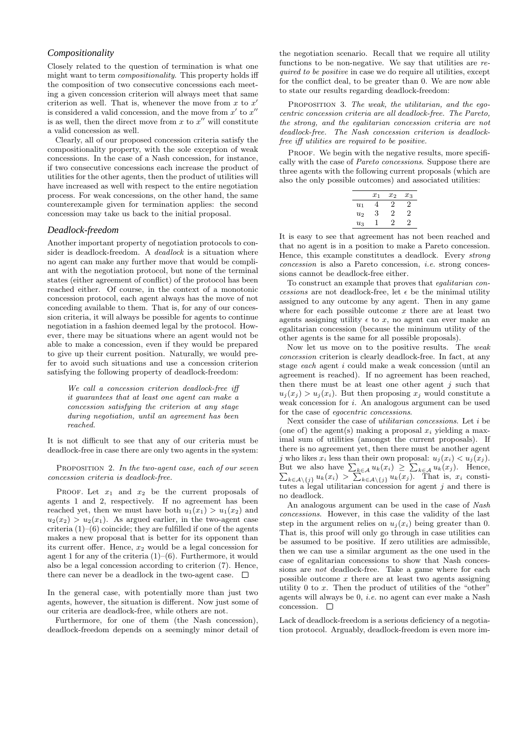### *Compositionality*

Closely related to the question of termination is what one might want to term *compositionality*. This property holds iff the composition of two consecutive concessions each meeting a given concession criterion will always meet that same criterion as well. That is, whenever the move from $x$ to $x'$ is considered a valid concession, and the move from $x'$ to $x''$ is as well, then the direct move from $x$ to $x''$ will constitute a valid concession as well.

Clearly, all of our proposed concession criteria satisfy the compositionality property, with the sole exception of weak concessions. In the case of a Nash concession, for instance, if two consecutive concessions each increase the product of utilities for the other agents, then the product of utilities will have increased as well with respect to the entire negotiation process. For weak concessions, on the other hand, the same counterexample given for termination applies: the second concession may take us back to the initial proposal.

### *Deadlock-freedom*

Another important property of negotiation protocols to consider is deadlock-freedom. A *deadlock* is a situation where no agent can make any further move that would be compliant with the negotiation protocol, but none of the terminal states (either agreement of conflict) of the protocol has been reached either. Of course, in the context of a monotonic concession protocol, each agent always has the move of not conceding available to them. That is, for any of our concession criteria, it will always be possible for agents to continue negotiation in a fashion deemed legal by the protocol. However, there may be situations where an agent would not be able to make a concession, even if they would be prepared to give up their current position. Naturally, we would prefer to avoid such situations and use a concession criterion satisfying the following property of deadlock-freedom:

> *We call a concession criterion deadlock-free iff it guarantees that at least one agent can make a concession satisfying the criterion at any stage during negotiation, until an agreement has been reached.*

It is not difficult to see that any of our criteria must be deadlock-free in case there are only two agents in the system:

Proposition 2. *In the two-agent case, each of our seven concession criteria is deadlock-free.*

Proof. Let $x_1$ and $x_2$ be the current proposals of agents 1 and 2, respectively. If no agreement has been reached yet, then we must have both $u_1(x_1) > u_1(x_2)$ and $u_2(x_2) > u_2(x_1)$. As argued earlier, in the two-agent case criteria (1)–(6) coincide; they are fulfilled if one of the agents makes a new proposal that is better for its opponent than its current offer. Hence, $x_2$ would be a legal concession for agent 1 for any of the criteria (1)–(6). Furthermore, it would also be a legal concession according to criterion (7). Hence, there can never be a deadlock in the two-agent case. □

In the general case, with potentially more than just two agents, however, the situation is different. Now just some of our criteria are deadlock-free, while others are not.

Furthermore, for one of them (the Nash concession), deadlock-freedom depends on a seemingly minor detail of the negotiation scenario. Recall that we require all utility functions to be non-negative. We say that utilities are *required to be positive* in case we do require all utilities, except for the conflict deal, to be greater than 0. We are now able to state our results regarding deadlock-freedom:

Proposition 3. *The weak, the utilitarian, and the egocentric concession criteria are all deadlock-free. The Pareto, the strong, and the egalitarian concession criteria are not deadlock-free. The Nash concession criterion is deadlock-free iff utilities are required to be positive.*

Proof. We begin with the negative results, more specifically with the case of *Pareto concessions*. Suppose there are three agents with the following current proposals (which are also the only possible outcomes) and associated utilities:

| | $x_1$ | $x_2$ | $x_3$ |
|---|---|---|---|
| $u_1$ | 4 | 2 | 2 |
| $u_2$ | 3 | 2 | 2 |
| $u_3$ | 1 | 2 | 2 |

It is easy to see that agreement has not been reached and that no agent is in a position to make a Pareto concession. Hence, this example constitutes a deadlock. Every *strong concession* is also a Pareto concession, *i.e.* strong concessions cannot be deadlock-free either.

To construct an example that proves that *egalitarian concessions* are not deadlock-free, let $\epsilon$ be the minimal utility assigned to any outcome by any agent. Then in any game where for each possible outcome $x$ there are at least two agents assigning utility $\epsilon$ to $x$, no agent can ever make an egalitarian concession (because the minimum utility of the other agents is the same for all possible proposals).

Now let us move on to the positive results. The *weak concession* criterion is clearly deadlock-free. In fact, at any stage *each* agent $i$ could make a weak concession (until an agreement is reached). If no agreement has been reached, then there must be at least one other agent $j$ such that $u_j(x_j) > u_j(x_i)$. But then proposing $x_j$ would constitute a weak concession for $i$. An analogous argument can be used for the case of *egocentric concessions*.

Next consider the case of *utilitarian concessions*. Let $i$ be (one of) the agent(s) making a proposal $x_i$ yielding a maximal sum of utilities (amongst the current proposals). If there is no agreement yet, then there must be another agent $j$ who likes $x_i$ less than their own proposal: $u_j(x_i) < u_j(x_j)$. But we also have $\sum_{k\in\mathcal{A}} u_k(x_i) \geq \sum_{k\in\mathcal{A}} u_k(x_j)$. Hence, $\sum_{k\in\mathcal{A}\setminus\{j\}} u_k(x_i) > \sum_{k\in\mathcal{A}\setminus\{j\}} u_k(x_j)$. That is, $x_i$ constitutes a legal utilitarian concession for agent $j$ and there is no deadlock.

An analogous argument can be used in the case of *Nash concessions*. However, in this case the validity of the last step in the argument relies on $u_j(x_i)$ being greater than 0. That is, this proof will only go through in case utilities can be assumed to be positive. If zero utilities are admissible, then we can use a similar argument as the one used in the case of egalitarian concessions to show that Nash concessions are *not* deadlock-free. Take a game where for each possible outcome $x$ there are at least two agents assigning utility 0 to $x$. Then the product of utilities of the "other" agents will always be 0, *i.e.* no agent can ever make a Nash concession. □

Lack of deadlock-freedom is a serious deficiency of a negotiation protocol. Arguably, deadlock-freedom is even more im-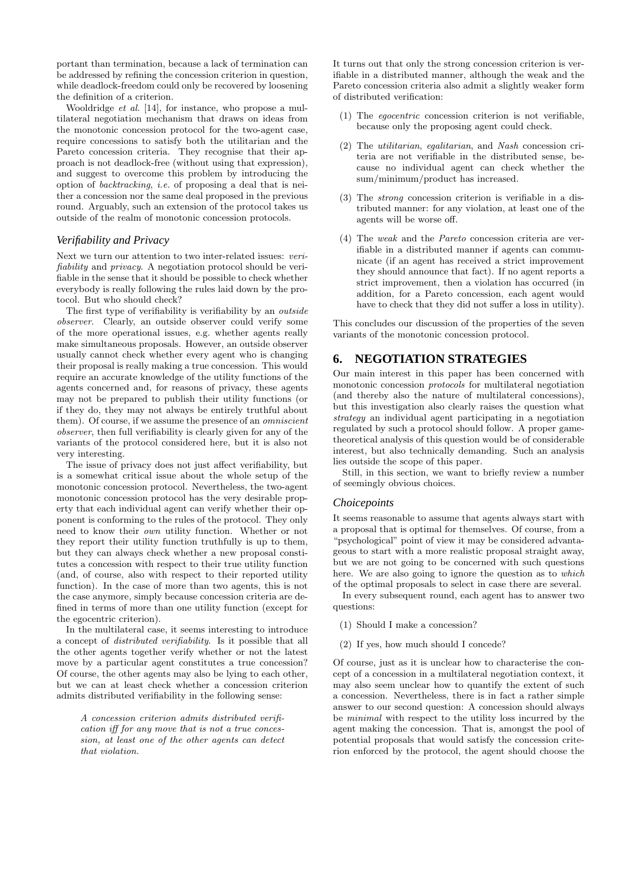portant than termination, because a lack of termination can be addressed by refining the concession criterion in question, while deadlock-freedom could only be recovered by loosening the definition of a criterion.

Wooldridge *et al.* [14], for instance, who propose a multilateral negotiation mechanism that draws on ideas from the monotonic concession protocol for the two-agent case, require concessions to satisfy both the utilitarian and the Pareto concession criteria. They recognise that their approach is not deadlock-free (without using that expression), and suggest to overcome this problem by introducing the option of *backtracking*, *i.e.* of proposing a deal that is neither a concession nor the same deal proposed in the previous round. Arguably, such an extension of the protocol takes us outside of the realm of monotonic concession protocols.

### Verifiability and Privacy

Next we turn our attention to two inter-related issues: *verifiability* and *privacy*. A negotiation protocol should be verifiable in the sense that it should be possible to check whether everybody is really following the rules laid down by the protocol. But who should check?

The first type of verifiability is verifiability by an *outside observer*. Clearly, an outside observer could verify some of the more operational issues, e.g. whether agents really make simultaneous proposals. However, an outside observer usually cannot check whether every agent who is changing their proposal is really making a true concession. This would require an accurate knowledge of the utility functions of the agents concerned and, for reasons of privacy, these agents may not be prepared to publish their utility functions (or if they do, they may not always be entirely truthful about them). Of course, if we assume the presence of an *omniscient observer*, then full verifiability is clearly given for any of the variants of the protocol considered here, but it is also not very interesting.

The issue of privacy does not just affect verifiability, but is a somewhat critical issue about the whole setup of the monotonic concession protocol. Nevertheless, the two-agent monotonic concession protocol has the very desirable property that each individual agent can verify whether their opponent is conforming to the rules of the protocol. They only need to know their *own* utility function. Whether or not they report their utility function truthfully is up to them, but they can always check whether a new proposal constitutes a concession with respect to their true utility function (and, of course, also with respect to their reported utility function). In the case of more than two agents, this is not the case anymore, simply because concession criteria are defined in terms of more than one utility function (except for the egocentric criterion).

In the multilateral case, it seems interesting to introduce a concept of *distributed verifiability*. Is it possible that all the other agents together verify whether or not the latest move by a particular agent constitutes a true concession? Of course, the other agents may also be lying to each other, but we can at least check whether a concession criterion admits distributed verifiability in the following sense:

> *A concession criterion admits distributed verification iff for any move that is not a true concession, at least one of the other agents can detect that violation.*

It turns out that only the strong concession criterion is verifiable in a distributed manner, although the weak and the Pareto concession criteria also admit a slightly weaker form of distributed verification:

(1) The *egocentric* concession criterion is not verifiable, because only the proposing agent could check.

(2) The *utilitarian*, *egalitarian*, and *Nash* concession criteria are not verifiable in the distributed sense, because no individual agent can check whether the sum/minimum/product has increased.

(3) The *strong* concession criterion is verifiable in a distributed manner: for any violation, at least one of the agents will be worse off.

(4) The *weak* and the *Pareto* concession criteria are verifiable in a distributed manner if agents can communicate (if an agent has received a strict improvement they should announce that fact). If no agent reports a strict improvement, then a violation has occurred (in addition, for a Pareto concession, each agent would have to check that they did not suffer a loss in utility).

This concludes our discussion of the properties of the seven variants of the monotonic concession protocol.

## 6. NEGOTIATION STRATEGIES

Our main interest in this paper has been concerned with monotonic concession *protocols* for multilateral negotiation (and thereby also the nature of multilateral concessions), but this investigation also clearly raises the question what *strategy* an individual agent participating in a negotiation regulated by such a protocol should follow. A proper game-theoretical analysis of this question would be of considerable interest, but also technically demanding. Such an analysis lies outside the scope of this paper.

Still, in this section, we want to briefly review a number of seemingly obvious choices.

### Choicepoints

It seems reasonable to assume that agents always start with a proposal that is optimal for themselves. Of course, from a "psychological" point of view it may be considered advantageous to start with a more realistic proposal straight away, but we are not going to be concerned with such questions here. We are also going to ignore the question as to *which* of the optimal proposals to select in case there are several.

In every subsequent round, each agent has to answer two questions:

(1) Should I make a concession?

(2) If yes, how much should I concede?

Of course, just as it is unclear how to characterise the concept of a concession in a multilateral negotiation context, it may also seem unclear how to quantify the extent of such a concession. Nevertheless, there is in fact a rather simple answer to our second question: A concession should always be *minimal* with respect to the utility loss incurred by the agent making the concession. That is, amongst the pool of potential proposals that would satisfy the concession criterion enforced by the protocol, the agent should choose the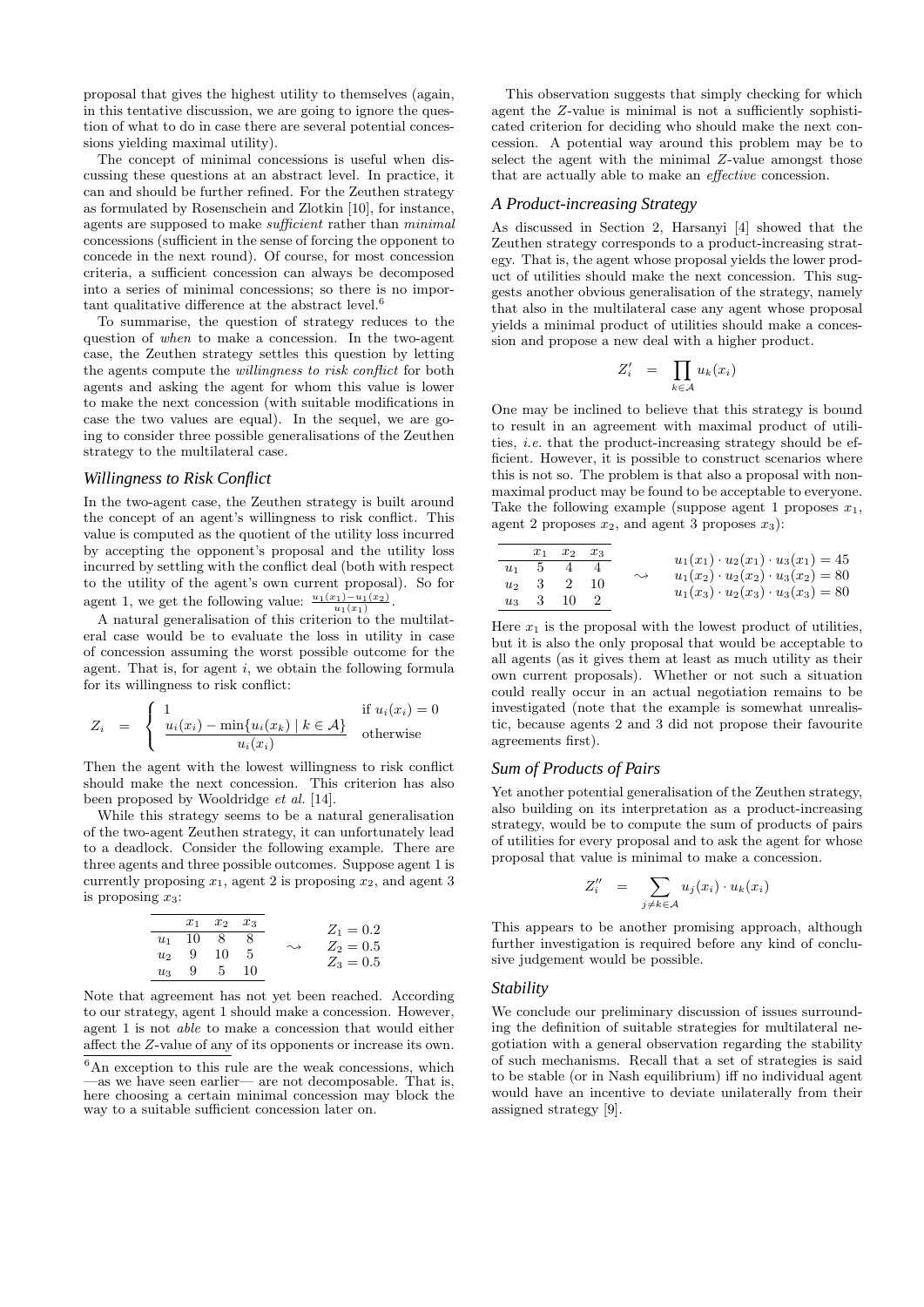proposal that gives the highest utility to themselves (again, in this tentative discussion, we are going to ignore the question of what to do in case there are several potential concessions yielding maximal utility).

The concept of minimal concessions is useful when discussing these questions at an abstract level. In practice, it can and should be further refined. For the Zeuthen strategy as formulated by Rosenschein and Zlotkin [10], for instance, agents are supposed to make *sufficient* rather than *minimal* concessions (sufficient in the sense of forcing the opponent to concede in the next round). Of course, for most concession criteria, a sufficient concession can always be decomposed into a series of minimal concessions; so there is no important qualitative difference at the abstract level.[6]

To summarise, the question of strategy reduces to the question of *when* to make a concession. In the two-agent case, the Zeuthen strategy settles this question by letting the agents compute the *willingness to risk conflict* for both agents and asking the agent for whom this value is lower to make the next concession (with suitable modifications in case the two values are equal). In the sequel, we are going to consider three possible generalisations of the Zeuthen strategy to the multilateral case.

### Willingness to Risk Conflict

In the two-agent case, the Zeuthen strategy is built around the concept of an agent's willingness to risk conflict. This value is computed as the quotient of the utility loss incurred by accepting the opponent's proposal and the utility loss incurred by settling with the conflict deal (both with respect to the utility of the agent's own current proposal). So for agent 1, we get the following value: $\frac{u_1(x_1)-u_1(x_2)}{u_1(x_1)}$.

A natural generalisation of this criterion to the multilateral case would be to evaluate the loss in utility in case of concession assuming the worst possible outcome for the agent. That is, for agent $i$, we obtain the following formula for its willingness to risk conflict:

$$Z_i \;=\; \begin{cases} 1 & \text{if } u_i(x_i) = 0 \\ \dfrac{u_i(x_i) - \min\{u_i(x_k) \mid k \in \mathcal{A}\}}{u_i(x_i)} & \text{otherwise} \end{cases}$$

Then the agent with the lowest willingness to risk conflict should make the next concession. This criterion has also been proposed by Wooldridge *et al.* [14].

While this strategy seems to be a natural generalisation of the two-agent Zeuthen strategy, it can unfortunately lead to a deadlock. Consider the following example. There are three agents and three possible outcomes. Suppose agent 1 is currently proposing $x_1$, agent 2 is proposing $x_2$, and agent 3 is proposing $x_3$:

| | $x_1$ | $x_2$ | $x_3$ |
|---|---|---|---|
| $u_1$ | 10 | 8 | 8 |
| $u_2$ | 9 | 10 | 5 |
| $u_3$ | 9 | 5 | 10 |

$\leadsto$ $Z_1 = 0.2$, $Z_2 = 0.5$, $Z_3 = 0.5$

Note that agreement has not yet been reached. According to our strategy, agent 1 should make a concession. However, agent 1 is not *able* to make a concession that would either affect the $Z$-value of any of its opponents or increase its own.

This observation suggests that simply checking for which agent the $Z$-value is minimal is not a sufficiently sophisticated criterion for deciding who should make the next concession. A potential way around this problem may be to select the agent with the minimal $Z$-value amongst those that are actually able to make an *effective* concession.

### A Product-increasing Strategy

As discussed in Section 2, Harsanyi [4] showed that the Zeuthen strategy corresponds to a product-increasing strategy. That is, the agent whose proposal yields the lower product of utilities should make the next concession. This suggests another obvious generalisation of the strategy, namely that also in the multilateral case any agent whose proposal yields a minimal product of utilities should make a concession and propose a new deal with a higher product.

$$Z'_i \;=\; \prod_{k \in \mathcal{A}} u_k(x_i)$$

One may be inclined to believe that this strategy is bound to result in an agreement with maximal product of utilities, *i.e.* that the product-increasing strategy should be efficient. However, it is possible to construct scenarios where this is not so. The problem is that also a proposal with non-maximal product may be found to be acceptable to everyone. Take the following example (suppose agent 1 proposes $x_1$, agent 2 proposes $x_2$, and agent 3 proposes $x_3$):

| | $x_1$ | $x_2$ | $x_3$ |
|---|---|---|---|
| $u_1$ | 5 | 4 | 4 |
| $u_2$ | 3 | 2 | 10 |
| $u_3$ | 3 | 10 | 2 |

$\leadsto$ $u_1(x_1) \cdot u_2(x_1) \cdot u_3(x_1) = 45$, $u_1(x_2) \cdot u_2(x_2) \cdot u_3(x_2) = 80$, $u_1(x_3) \cdot u_2(x_3) \cdot u_3(x_3) = 80$

Here $x_1$ is the proposal with the lowest product of utilities, but it is also the only proposal that would be acceptable to all agents (as it gives them at least as much utility as their own current proposals). Whether or not such a situation could really occur in an actual negotiation remains to be investigated (note that the example is somewhat unrealistic, because agents 2 and 3 did not propose their favourite agreements first).

### Sum of Products of Pairs

Yet another potential generalisation of the Zeuthen strategy, also building on its interpretation as a product-increasing strategy, would be to compute the sum of products of pairs of utilities for every proposal and to ask the agent for whose proposal that value is minimal to make a concession.

$$Z''_i \;=\; \sum_{j \neq k \in \mathcal{A}} u_j(x_i) \cdot u_k(x_i)$$

This appears to be another promising approach, although further investigation is required before any kind of conclusive judgement would be possible.

### Stability

We conclude our preliminary discussion of issues surrounding the definition of suitable strategies for multilateral negotiation with a general observation regarding the stability of such mechanisms. Recall that a set of strategies is said to be stable (or in Nash equilibrium) iff no individual agent would have an incentive to deviate unilaterally from their assigned strategy [9].

[6] An exception to this rule are the weak concessions, which —as we have seen earlier— are not decomposable. That is, here choosing a certain minimal concession may block the way to a suitable sufficient concession later on.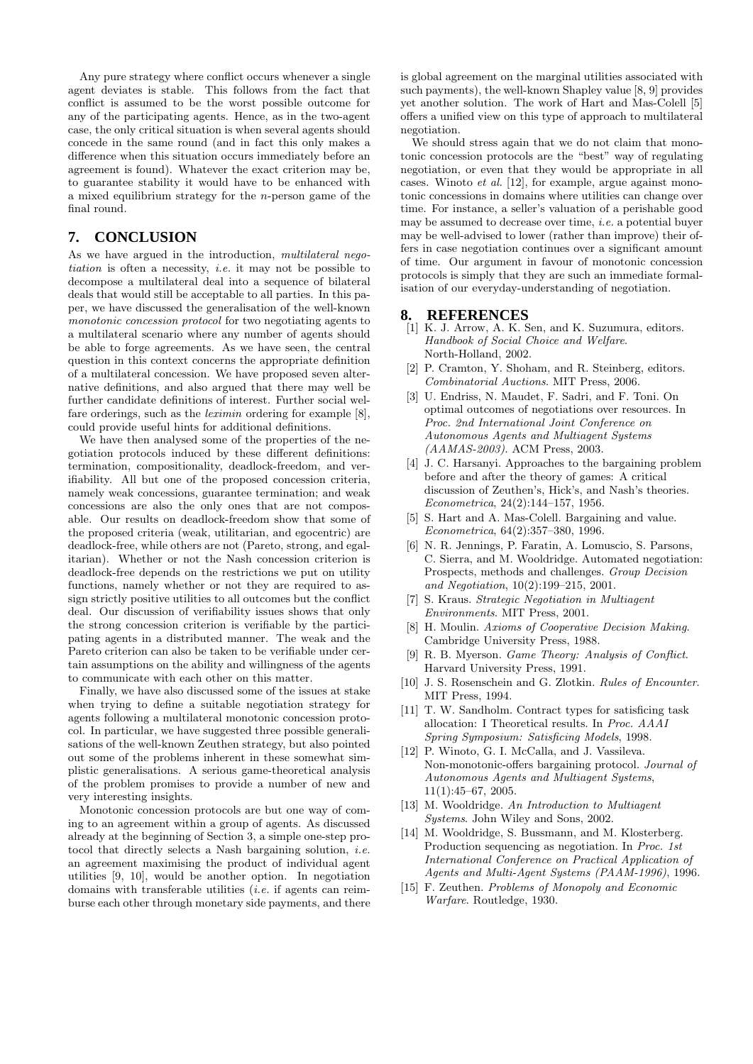Any pure strategy where conflict occurs whenever a single agent deviates is stable. This follows from the fact that conflict is assumed to be the worst possible outcome for any of the participating agents. Hence, as in the two-agent case, the only critical situation is when several agents should concede in the same round (and in fact this only makes a difference when this situation occurs immediately before an agreement is found). Whatever the exact criterion may be, to guarantee stability it would have to be enhanced with a mixed equilibrium strategy for the $n$-person game of the final round.

## 7. CONCLUSION

As we have argued in the introduction, *multilateral negotiation* is often a necessity, *i.e.* it may not be possible to decompose a multilateral deal into a sequence of bilateral deals that would still be acceptable to all parties. In this paper, we have discussed the generalisation of the well-known *monotonic concession protocol* for two negotiating agents to a multilateral scenario where any number of agents should be able to forge agreements. As we have seen, the central question in this context concerns the appropriate definition of a multilateral concession. We have proposed seven alternative definitions, and also argued that there may well be further candidate definitions of interest. Further social welfare orderings, such as the *leximin* ordering for example [8], could provide useful hints for additional definitions.

We have then analysed some of the properties of the negotiation protocols induced by these different definitions: termination, compositionality, deadlock-freedom, and verifiability. All but one of the proposed concession criteria, namely weak concessions, guarantee termination; and weak concessions are also the only ones that are not composable. Our results on deadlock-freedom show that some of the proposed criteria (weak, utilitarian, and egocentric) are deadlock-free, while others are not (Pareto, strong, and egalitarian). Whether or not the Nash concession criterion is deadlock-free depends on the restrictions we put on utility functions, namely whether or not they are required to assign strictly positive utilities to all outcomes but the conflict deal. Our discussion of verifiability issues shows that only the strong concession criterion is verifiable by the participating agents in a distributed manner. The weak and the Pareto criterion can also be taken to be verifiable under certain assumptions on the ability and willingness of the agents to communicate with each other on this matter.

Finally, we have also discussed some of the issues at stake when trying to define a suitable negotiation strategy for agents following a multilateral monotonic concession protocol. In particular, we have suggested three possible generalisations of the well-known Zeuthen strategy, but also pointed out some of the problems inherent in these somewhat simplistic generalisations. A serious game-theoretical analysis of the problem promises to provide a number of new and very interesting insights.

Monotonic concession protocols are but one way of coming to an agreement within a group of agents. As discussed already at the beginning of Section 3, a simple one-step protocol that directly selects a Nash bargaining solution, *i.e.* an agreement maximising the product of individual agent utilities [9, 10], would be another option. In negotiation domains with transferable utilities (*i.e.* if agents can reimburse each other through monetary side payments, and there is global agreement on the marginal utilities associated with such payments), the well-known Shapley value [8, 9] provides yet another solution. The work of Hart and Mas-Colell [5] offers a unified view on this type of approach to multilateral negotiation.

We should stress again that we do not claim that monotonic concession protocols are the "best" way of regulating negotiation, or even that they would be appropriate in all cases. Winoto *et al.* [12], for example, argue against monotonic concessions in domains where utilities can change over time. For instance, a seller's valuation of a perishable good may be assumed to decrease over time, *i.e.* a potential buyer may be well-advised to lower (rather than improve) their offers in case negotiation continues over a significant amount of time. Our argument in favour of monotonic concession protocols is simply that they are such an immediate formalisation of our everyday-understanding of negotiation.

## 8. REFERENCES

[1] K. J. Arrow, A. K. Sen, and K. Suzumura, editors. *Handbook of Social Choice and Welfare*. North-Holland, 2002.

[2] P. Cramton, Y. Shoham, and R. Steinberg, editors. *Combinatorial Auctions*. MIT Press, 2006.

[3] U. Endriss, N. Maudet, F. Sadri, and F. Toni. On optimal outcomes of negotiations over resources. In *Proc. 2nd International Joint Conference on Autonomous Agents and Multiagent Systems (AAMAS-2003)*. ACM Press, 2003.

[4] J. C. Harsanyi. Approaches to the bargaining problem before and after the theory of games: A critical discussion of Zeuthen's, Hick's, and Nash's theories. *Econometrica*, 24(2):144–157, 1956.

[5] S. Hart and A. Mas-Colell. Bargaining and value. *Econometrica*, 64(2):357–380, 1996.

[6] N. R. Jennings, P. Faratin, A. Lomuscio, S. Parsons, C. Sierra, and M. Wooldridge. Automated negotiation: Prospects, methods and challenges. *Group Decision and Negotiation*, 10(2):199–215, 2001.

[7] S. Kraus. *Strategic Negotiation in Multiagent Environments*. MIT Press, 2001.

[8] H. Moulin. *Axioms of Cooperative Decision Making*. Cambridge University Press, 1988.

[9] R. B. Myerson. *Game Theory: Analysis of Conflict*. Harvard University Press, 1991.

[10] J. S. Rosenschein and G. Zlotkin. *Rules of Encounter*. MIT Press, 1994.

[11] T. W. Sandholm. Contract types for satisficing task allocation: I Theoretical results. In *Proc. AAAI Spring Symposium: Satisficing Models*, 1998.

[12] P. Winoto, G. I. McCalla, and J. Vassileva. Non-monotonic-offers bargaining protocol. *Journal of Autonomous Agents and Multiagent Systems*, 11(1):45–67, 2005.

[13] M. Wooldridge. *An Introduction to Multiagent Systems*. John Wiley and Sons, 2002.

[14] M. Wooldridge, S. Bussmann, and M. Klosterberg. Production sequencing as negotiation. In *Proc. 1st International Conference on Practical Application of Agents and Multi-Agent Systems (PAAM-1996)*, 1996.

[15] F. Zeuthen. *Problems of Monopoly and Economic Warfare*. Routledge, 1930.